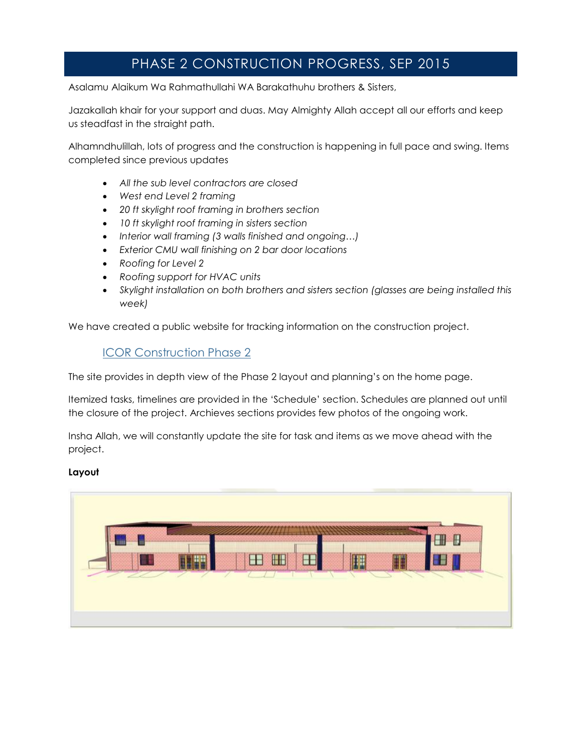# PHASE 2 CONSTRUCTION PROGRESS, SEP 2015

Asalamu Alaikum Wa Rahmathullahi WA Barakathuhu brothers & Sisters,

Jazakallah khair for your support and duas. May Almighty Allah accept all our efforts and keep us steadfast in the straight path.

Alhamndhulillah, lots of progress and the construction is happening in full pace and swing. Items completed since previous updates

- *All the sub level contractors are closed*
- *West end Level 2 framing*
- *20 ft skylight roof framing in brothers section*
- *10 ft skylight roof framing in sisters section*
- *Interior wall framing (3 walls finished and ongoing…)*
- *Exterior CMU wall finishing on 2 bar door locations*
- *Roofing for Level 2*
- *Roofing support for HVAC units*
- *Skylight installation on both brothers and sisters section (glasses are being installed this week)*

We have created a public website for tracking information on the construction project.

ICOR Construction Phase 2

The site provides in depth view of the Phase 2 layout and planning's on the home page.

Itemized tasks, timelines are provided in the 'Schedule' section. Schedules are planned out until the closure of the project. Archieves sections provides few photos of the ongoing work.

Insha Allah, we will constantly update the site for task and items as we move ahead with the project.

**Layout**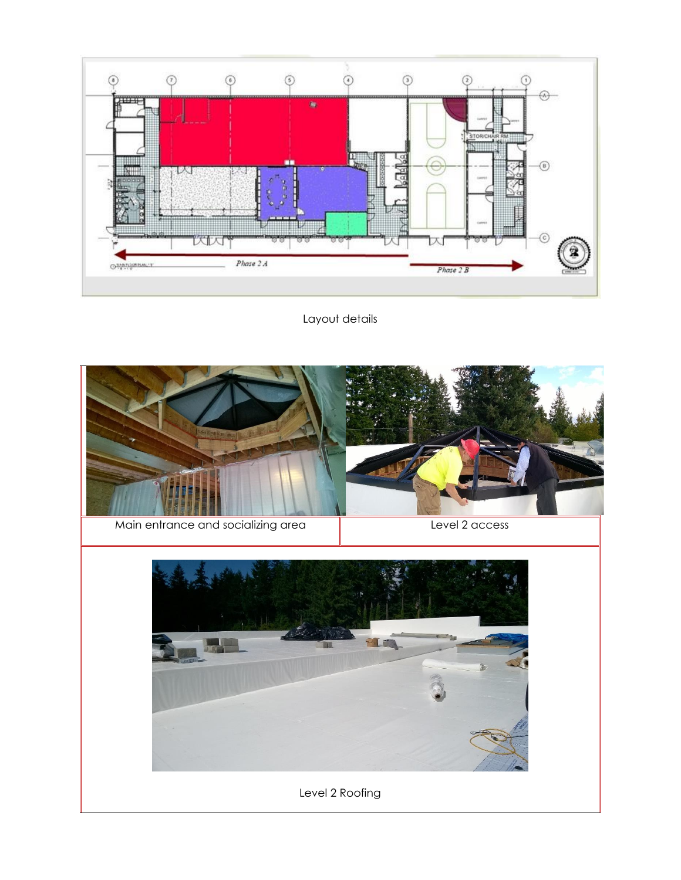Layout details

| Main entrance and socializing area | Level 2 access |
| --- | --- |

Level 2 Roofing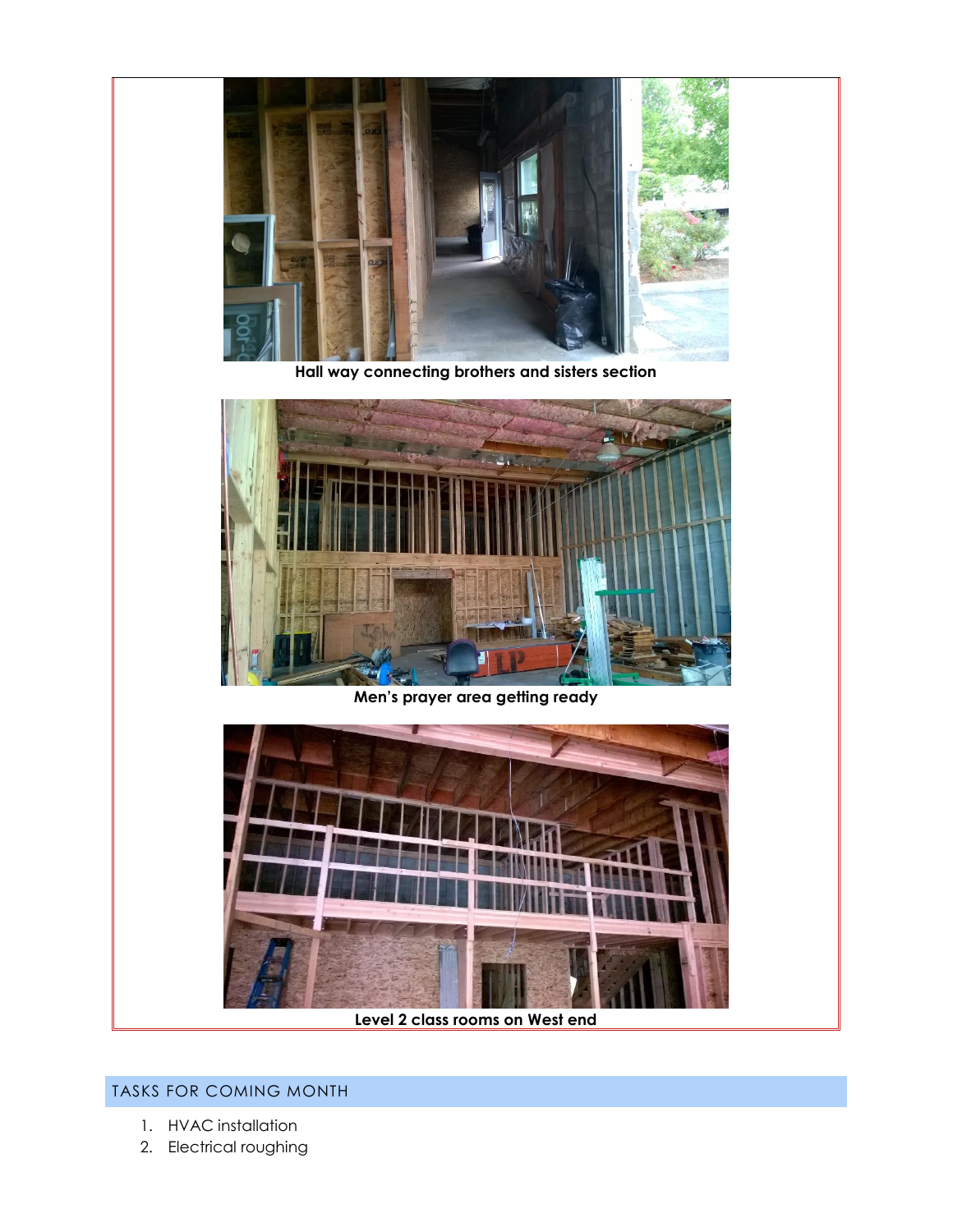Hall way connecting brothers and sisters section

Men's prayer area getting ready

Level 2 class rooms on West end

## TASKS FOR COMING MONTH

1. HVAC installation
2. Electrical roughing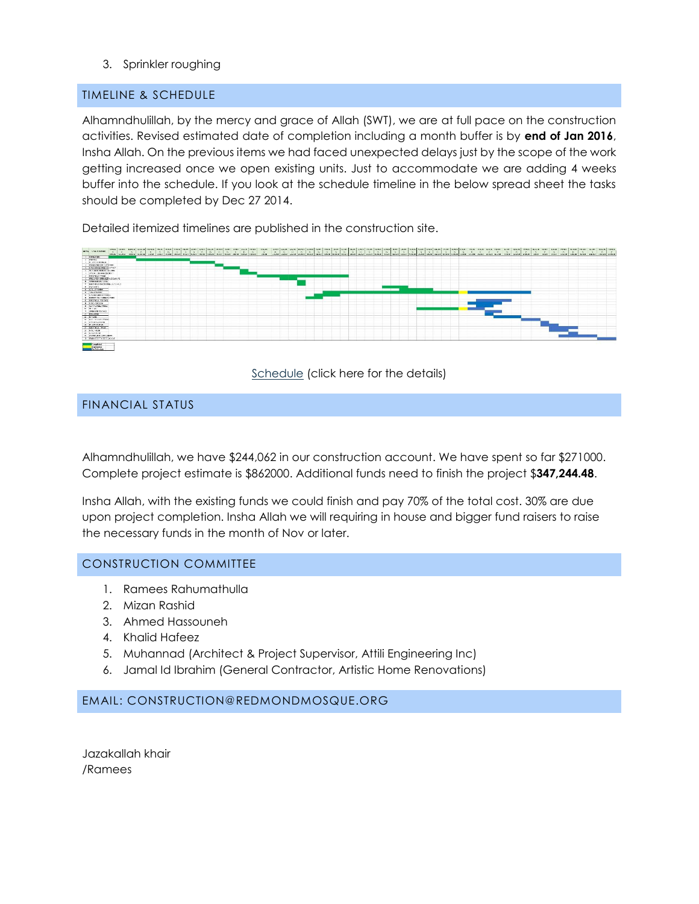3. Sprinkler roughing

## TIMELINE & SCHEDULE

Alhamndhulillah, by the mercy and grace of Allah (SWT), we are at full pace on the construction activities. Revised estimated date of completion including a month buffer is by **end of Jan 2016**, Insha Allah. On the previous items we had faced unexpected delays just by the scope of the work getting increased once we open existing units. Just to accommodate we are adding 4 weeks buffer into the schedule. If you look at the schedule timeline in the below spread sheet the tasks should be completed by Dec 27 2014.

Detailed itemized timelines are published in the construction site.

Schedule (click here for the details)

## FINANCIAL STATUS

Alhamndhulillah, we have $244,062 in our construction account. We have spent so far $271000. Complete project estimate is $862000. Additional funds need to finish the project $**347,244.48**.

Insha Allah, with the existing funds we could finish and pay 70% of the total cost. 30% are due upon project completion. Insha Allah we will requiring in house and bigger fund raisers to raise the necessary funds in the month of Nov or later.

## CONSTRUCTION COMMITTEE

1. Ramees Rahumathulla
2. Mizan Rashid
3. Ahmed Hassouneh
4. Khalid Hafeez
5. Muhannad (Architect & Project Supervisor, Attili Engineering Inc)
6. Jamal Id Ibrahim (General Contractor, Artistic Home Renovations)

## EMAIL: CONSTRUCTION@REDMONDMOSQUE.ORG

Jazakallah khair
/Ramees